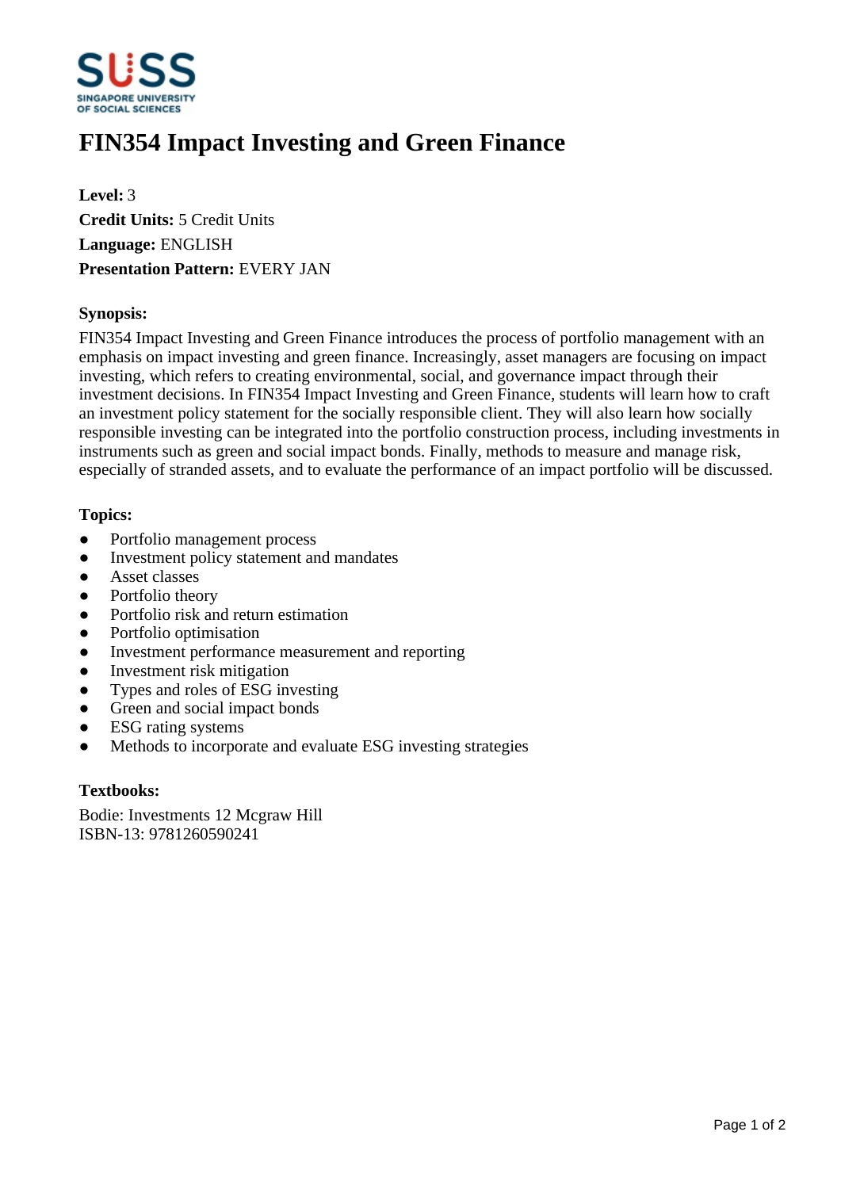# FIN354 Impact Investing and Green Finance

**Level:** 3
**Credit Units:** 5 Credit Units
**Language:** ENGLISH
**Presentation Pattern:** EVERY JAN

**Synopsis:**

FIN354 Impact Investing and Green Finance introduces the process of portfolio management with an emphasis on impact investing and green finance. Increasingly, asset managers are focusing on impact investing, which refers to creating environmental, social, and governance impact through their investment decisions. In FIN354 Impact Investing and Green Finance, students will learn how to craft an investment policy statement for the socially responsible client. They will also learn how socially responsible investing can be integrated into the portfolio construction process, including investments in instruments such as green and social impact bonds. Finally, methods to measure and manage risk, especially of stranded assets, and to evaluate the performance of an impact portfolio will be discussed.

**Topics:**

- Portfolio management process
- Investment policy statement and mandates
- Asset classes
- Portfolio theory
- Portfolio risk and return estimation
- Portfolio optimisation
- Investment performance measurement and reporting
- Investment risk mitigation
- Types and roles of ESG investing
- Green and social impact bonds
- ESG rating systems
- Methods to incorporate and evaluate ESG investing strategies

**Textbooks:**

Bodie: Investments 12 Mcgraw Hill
ISBN-13: 9781260590241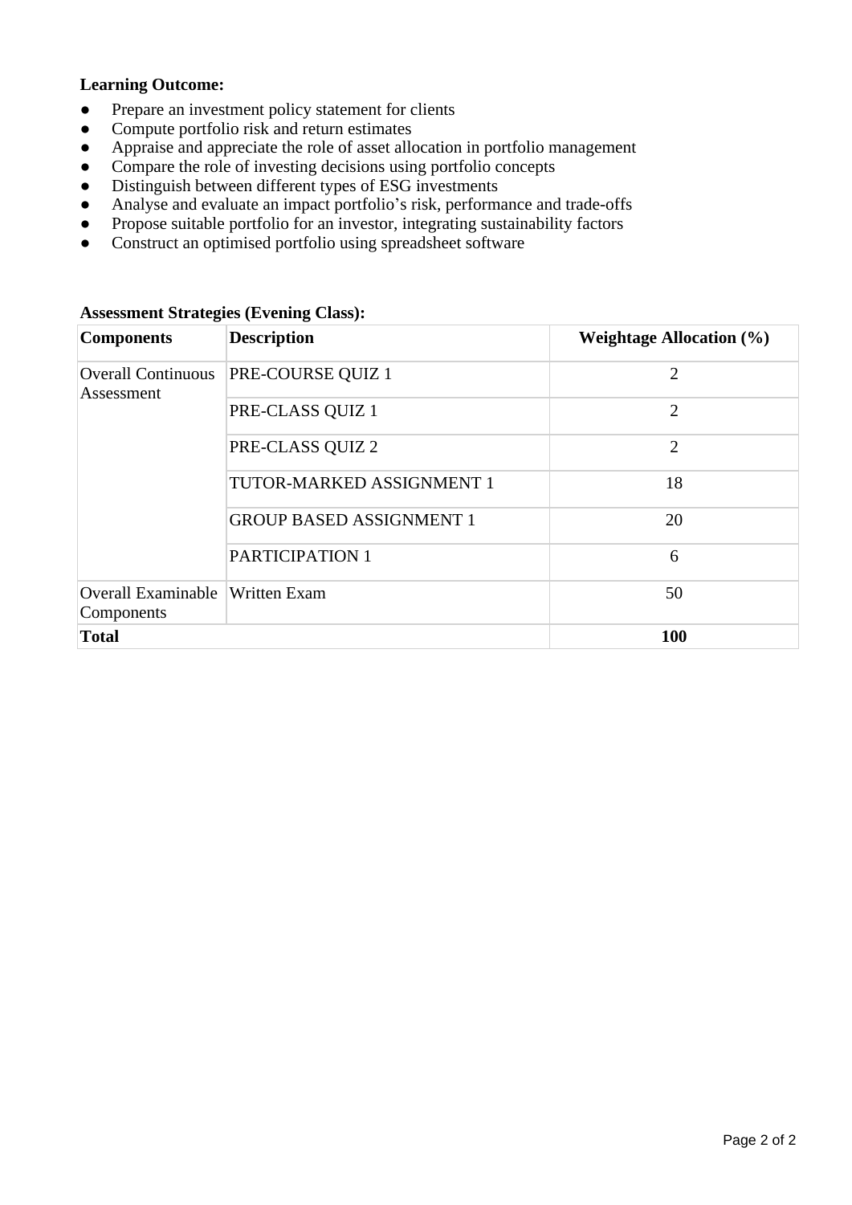**Learning Outcome:**

- Prepare an investment policy statement for clients
- Compute portfolio risk and return estimates
- Appraise and appreciate the role of asset allocation in portfolio management
- Compare the role of investing decisions using portfolio concepts
- Distinguish between different types of ESG investments
- Analyse and evaluate an impact portfolio's risk, performance and trade-offs
- Propose suitable portfolio for an investor, integrating sustainability factors
- Construct an optimised portfolio using spreadsheet software

**Assessment Strategies (Evening Class):**

| **Components** | **Description** | **Weightage Allocation (%)** |
|---|---|---|
| Overall Continuous Assessment | PRE-COURSE QUIZ 1 | 2 |
| | PRE-CLASS QUIZ 1 | 2 |
| | PRE-CLASS QUIZ 2 | 2 |
| | TUTOR-MARKED ASSIGNMENT 1 | 18 |
| | GROUP BASED ASSIGNMENT 1 | 20 |
| | PARTICIPATION 1 | 6 |
| Overall Examinable Components | Written Exam | 50 |
| **Total** | | **100** |